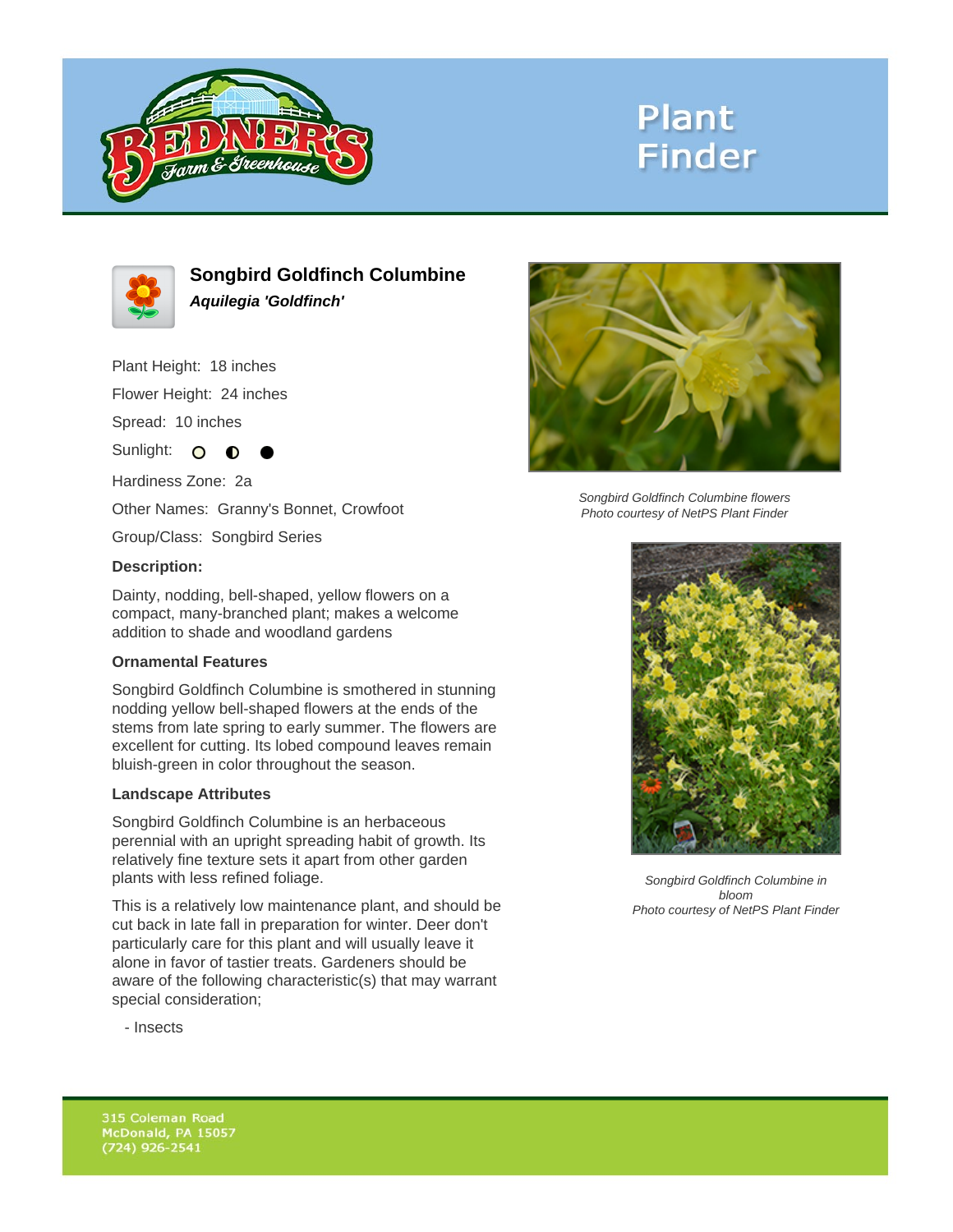# Plant Finder

## Songbird Goldfinch Columbine

***Aquilegia 'Goldfinch'***

Plant Height: 18 inches

Flower Height: 24 inches

Spread: 10 inches

Sunlight: ○ ◐ ●

Hardiness Zone: 2a

Other Names: Granny's Bonnet, Crowfoot

Group/Class: Songbird Series

### Description:

Dainty, nodding, bell-shaped, yellow flowers on a compact, many-branched plant; makes a welcome addition to shade and woodland gardens

### Ornamental Features

Songbird Goldfinch Columbine is smothered in stunning nodding yellow bell-shaped flowers at the ends of the stems from late spring to early summer. The flowers are excellent for cutting. Its lobed compound leaves remain bluish-green in color throughout the season.

### Landscape Attributes

Songbird Goldfinch Columbine is an herbaceous perennial with an upright spreading habit of growth. Its relatively fine texture sets it apart from other garden plants with less refined foliage.

This is a relatively low maintenance plant, and should be cut back in late fall in preparation for winter. Deer don't particularly care for this plant and will usually leave it alone in favor of tastier treats. Gardeners should be aware of the following characteristic(s) that may warrant special consideration;

- Insects

*Songbird Goldfinch Columbine flowers*
*Photo courtesy of NetPS Plant Finder*

*Songbird Goldfinch Columbine in bloom*
*Photo courtesy of NetPS Plant Finder*

315 Coleman Road
McDonald, PA 15057
(724) 926-2541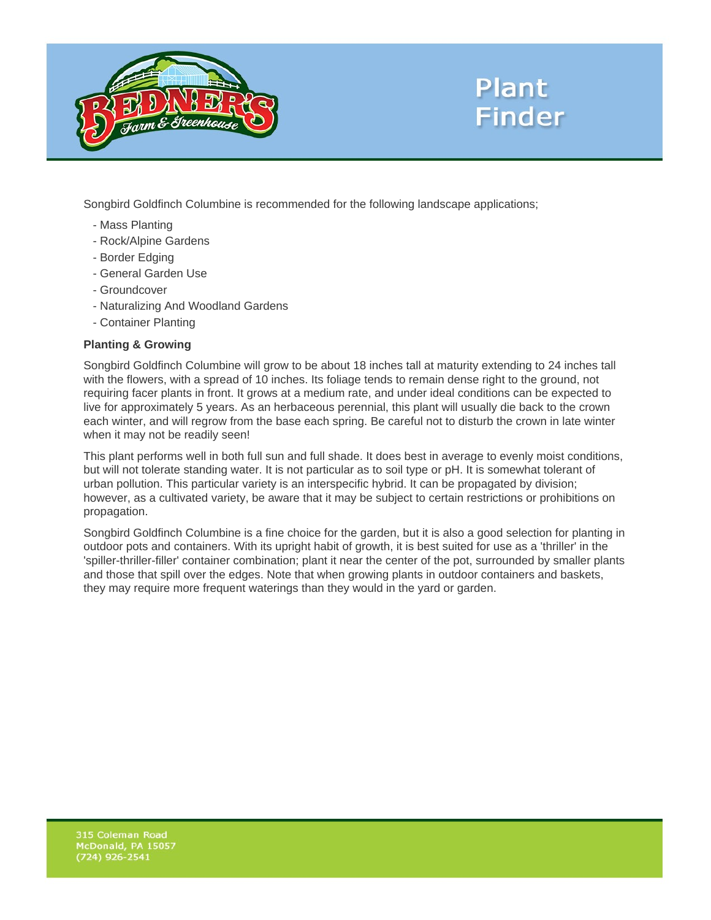Songbird Goldfinch Columbine is recommended for the following landscape applications;

- Mass Planting
- Rock/Alpine Gardens
- Border Edging
- General Garden Use
- Groundcover
- Naturalizing And Woodland Gardens
- Container Planting

**Planting & Growing**

Songbird Goldfinch Columbine will grow to be about 18 inches tall at maturity extending to 24 inches tall with the flowers, with a spread of 10 inches. Its foliage tends to remain dense right to the ground, not requiring facer plants in front. It grows at a medium rate, and under ideal conditions can be expected to live for approximately 5 years. As an herbaceous perennial, this plant will usually die back to the crown each winter, and will regrow from the base each spring. Be careful not to disturb the crown in late winter when it may not be readily seen!

This plant performs well in both full sun and full shade. It does best in average to evenly moist conditions, but will not tolerate standing water. It is not particular as to soil type or pH. It is somewhat tolerant of urban pollution. This particular variety is an interspecific hybrid. It can be propagated by division; however, as a cultivated variety, be aware that it may be subject to certain restrictions or prohibitions on propagation.

Songbird Goldfinch Columbine is a fine choice for the garden, but it is also a good selection for planting in outdoor pots and containers. With its upright habit of growth, it is best suited for use as a 'thriller' in the 'spiller-thriller-filler' container combination; plant it near the center of the pot, surrounded by smaller plants and those that spill over the edges. Note that when growing plants in outdoor containers and baskets, they may require more frequent waterings than they would in the yard or garden.